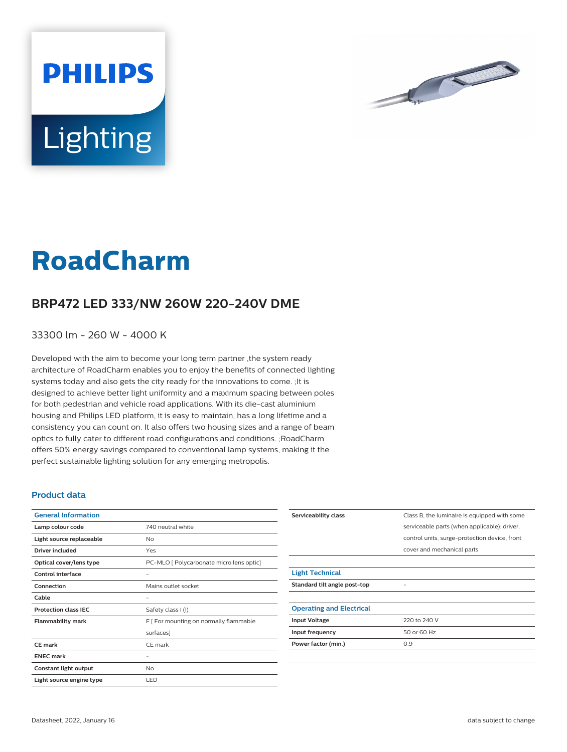# RoadCharm

## BRP472 LED 333/NW 260W 220-240V DME

33300 lm - 260 W - 4000 K

Developed with the aim to become your long term partner ,the system ready architecture of RoadCharm enables you to enjoy the benefits of connected lighting systems today and also gets the city ready for the innovations to come. ;It is designed to achieve better light uniformity and a maximum spacing between poles for both pedestrian and vehicle road applications. With its die-cast aluminium housing and Philips LED platform, it is easy to maintain, has a long lifetime and a consistency you can count on. It also offers two housing sizes and a range of beam optics to fully cater to different road configurations and conditions. ;RoadCharm offers 50% energy savings compared to conventional lamp systems, making it the perfect sustainable lighting solution for any emerging metropolis.

### Product data

| General Information | |
|---|---|
| **Lamp colour code** | 740 neutral white |
| **Light source replaceable** | No |
| **Driver included** | Yes |
| **Optical cover/lens type** | PC-MLO [ Polycarbonate micro lens optic] |
| **Control interface** | - |
| **Connection** | Mains outlet socket |
| **Cable** | - |
| **Protection class IEC** | Safety class I (I) |
| **Flammability mark** | F [ For mounting on normally flammable surfaces] |
| **CE mark** | CE mark |
| **ENEC mark** | - |
| **Constant light output** | No |
| **Light source engine type** | LED |
| **Serviceability class** | Class B, the luminaire is equipped with some serviceable parts (when applicable): driver, control units, surge-protection device, front cover and mechanical parts |

| Light Technical | |
|---|---|
| **Standard tilt angle post-top** | - |

| Operating and Electrical | |
|---|---|
| **Input Voltage** | 220 to 240 V |
| **Input frequency** | 50 or 60 Hz |
| **Power factor (min.)** | 0.9 |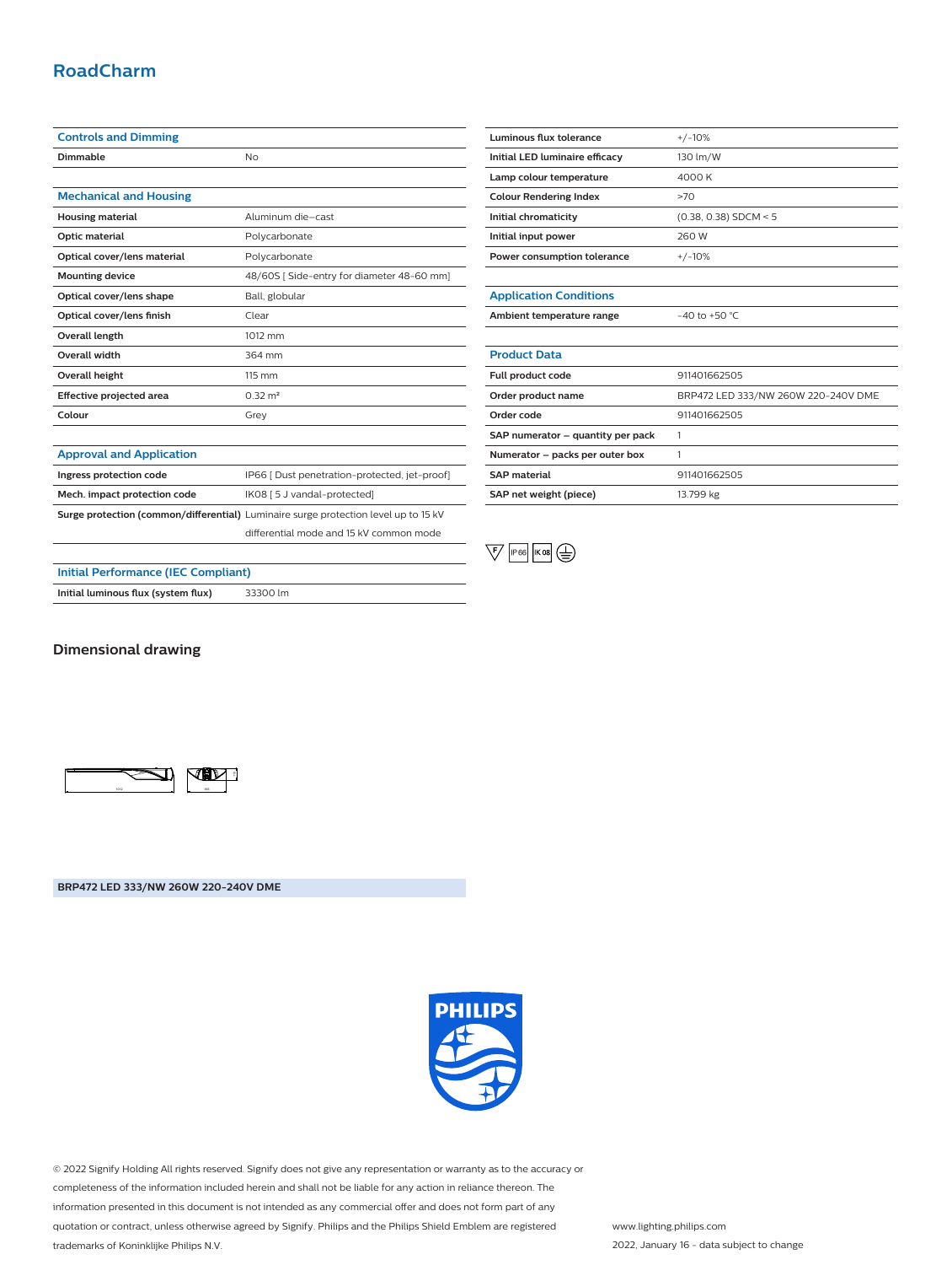# RoadCharm

| Controls and Dimming | |
| --- | --- |
| Dimmable | No |

| Mechanical and Housing | |
| --- | --- |
| Housing material | Aluminum die-cast |
| Optic material | Polycarbonate |
| Optical cover/lens material | Polycarbonate |
| Mounting device | 48/60S [ Side-entry for diameter 48-60 mm] |
| Optical cover/lens shape | Ball, globular |
| Optical cover/lens finish | Clear |
| Overall length | 1012 mm |
| Overall width | 364 mm |
| Overall height | 115 mm |
| Effective projected area | 0.32 m² |
| Colour | Grey |

| Approval and Application | |
| --- | --- |
| Ingress protection code | IP66 [ Dust penetration-protected, jet-proof] |
| Mech. impact protection code | IK08 [ 5 J vandal-protected] |
| Surge protection (common/differential) | Luminaire surge protection level up to 15 kV differential mode and 15 kV common mode |

| Initial Performance (IEC Compliant) | |
| --- | --- |
| Initial luminous flux (system flux) | 33300 lm |
| Luminous flux tolerance | +/-10% |
| Initial LED luminaire efficacy | 130 lm/W |
| Lamp colour temperature | 4000 K |
| Colour Rendering Index | >70 |
| Initial chromaticity | (0.38, 0.38) SDCM < 5 |
| Initial input power | 260 W |
| Power consumption tolerance | +/-10% |

| Application Conditions | |
| --- | --- |
| Ambient temperature range | -40 to +50 °C |

| Product Data | |
| --- | --- |
| Full product code | 911401662505 |
| Order product name | BRP472 LED 333/NW 260W 220-240V DME |
| Order code | 911401662505 |
| SAP numerator – quantity per pack | 1 |
| Numerator – packs per outer box | 1 |
| SAP material | 911401662505 |
| SAP net weight (piece) | 13.799 kg |

F IP66 IK08

## Dimensional drawing

1012 364

**BRP472 LED 333/NW 260W 220-240V DME**

PHILIPS

© 2022 Signify Holding All rights reserved. Signify does not give any representation or warranty as to the accuracy or completeness of the information included herein and shall not be liable for any action in reliance thereon. The information presented in this document is not intended as any commercial offer and does not form part of any quotation or contract, unless otherwise agreed by Signify. Philips and the Philips Shield Emblem are registered trademarks of Koninklijke Philips N.V.

www.lighting.philips.com

2022, January 16 - data subject to change